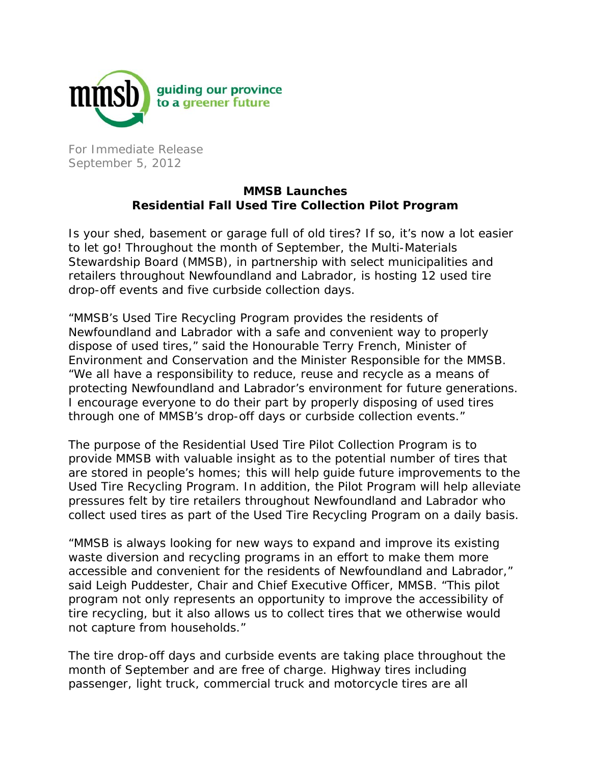mmsb guiding our province to a greener future

For Immediate Release
September 5, 2012

**MMSB Launches**
**Residential Fall Used Tire Collection Pilot Program**

Is your shed, basement or garage full of old tires? If so, it's now a lot easier to let go! Throughout the month of September, the Multi-Materials Stewardship Board (MMSB), in partnership with select municipalities and retailers throughout Newfoundland and Labrador, is hosting 12 used tire drop-off events and five curbside collection days.

"MMSB's Used Tire Recycling Program provides the residents of Newfoundland and Labrador with a safe and convenient way to properly dispose of used tires," said the Honourable Terry French, Minister of Environment and Conservation and the Minister Responsible for the MMSB. "We all have a responsibility to reduce, reuse and recycle as a means of protecting Newfoundland and Labrador's environment for future generations. I encourage everyone to do their part by properly disposing of used tires through one of MMSB's drop-off days or curbside collection events."

The purpose of the Residential Used Tire Pilot Collection Program is to provide MMSB with valuable insight as to the potential number of tires that are stored in people's homes; this will help guide future improvements to the Used Tire Recycling Program. In addition, the Pilot Program will help alleviate pressures felt by tire retailers throughout Newfoundland and Labrador who collect used tires as part of the Used Tire Recycling Program on a daily basis.

"MMSB is always looking for new ways to expand and improve its existing waste diversion and recycling programs in an effort to make them more accessible and convenient for the residents of Newfoundland and Labrador," said Leigh Puddester, Chair and Chief Executive Officer, MMSB. "This pilot program not only represents an opportunity to improve the accessibility of tire recycling, but it also allows us to collect tires that we otherwise would not capture from households."

The tire drop-off days and curbside events are taking place throughout the month of September and are free of charge. Highway tires including passenger, light truck, commercial truck and motorcycle tires are all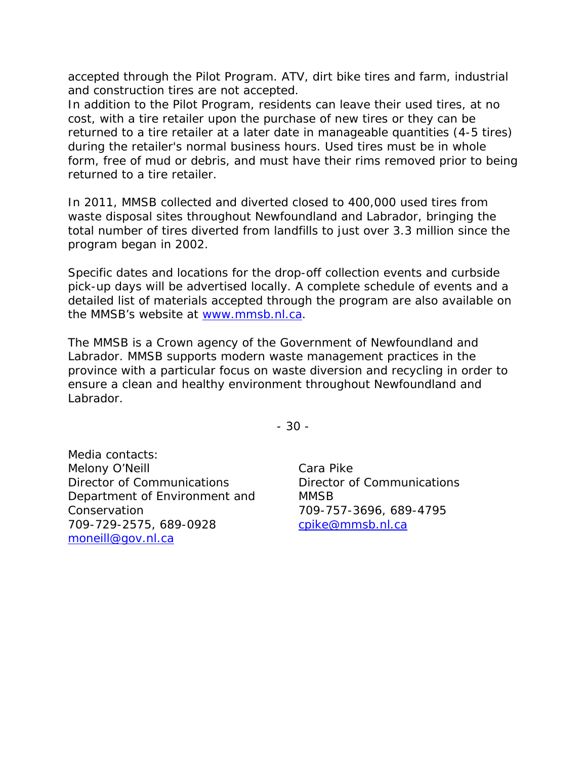accepted through the Pilot Program. ATV, dirt bike tires and farm, industrial and construction tires are not accepted.
In addition to the Pilot Program, residents can leave their used tires, at no cost, with a tire retailer upon the purchase of new tires or they can be returned to a tire retailer at a later date in manageable quantities (4-5 tires) during the retailer's normal business hours. Used tires must be in whole form, free of mud or debris, and must have their rims removed prior to being returned to a tire retailer.

In 2011, MMSB collected and diverted closed to 400,000 used tires from waste disposal sites throughout Newfoundland and Labrador, bringing the total number of tires diverted from landfills to just over 3.3 million since the program began in 2002.

Specific dates and locations for the drop-off collection events and curbside pick-up days will be advertised locally. A complete schedule of events and a detailed list of materials accepted through the program are also available on the MMSB's website at [www.mmsb.nl.ca](http://www.mmsb.nl.ca).

The MMSB is a Crown agency of the Government of Newfoundland and Labrador. MMSB supports modern waste management practices in the province with a particular focus on waste diversion and recycling in order to ensure a clean and healthy environment throughout Newfoundland and Labrador.

\- 30 -

Media contacts:

Melony O'Neill
Director of Communications
Department of Environment and Conservation
709-729-2575, 689-0928
[moneill@gov.nl.ca](mailto:moneill@gov.nl.ca)

Cara Pike
Director of Communications
MMSB
709-757-3696, 689-4795
[cpike@mmsb.nl.ca](mailto:cpike@mmsb.nl.ca)